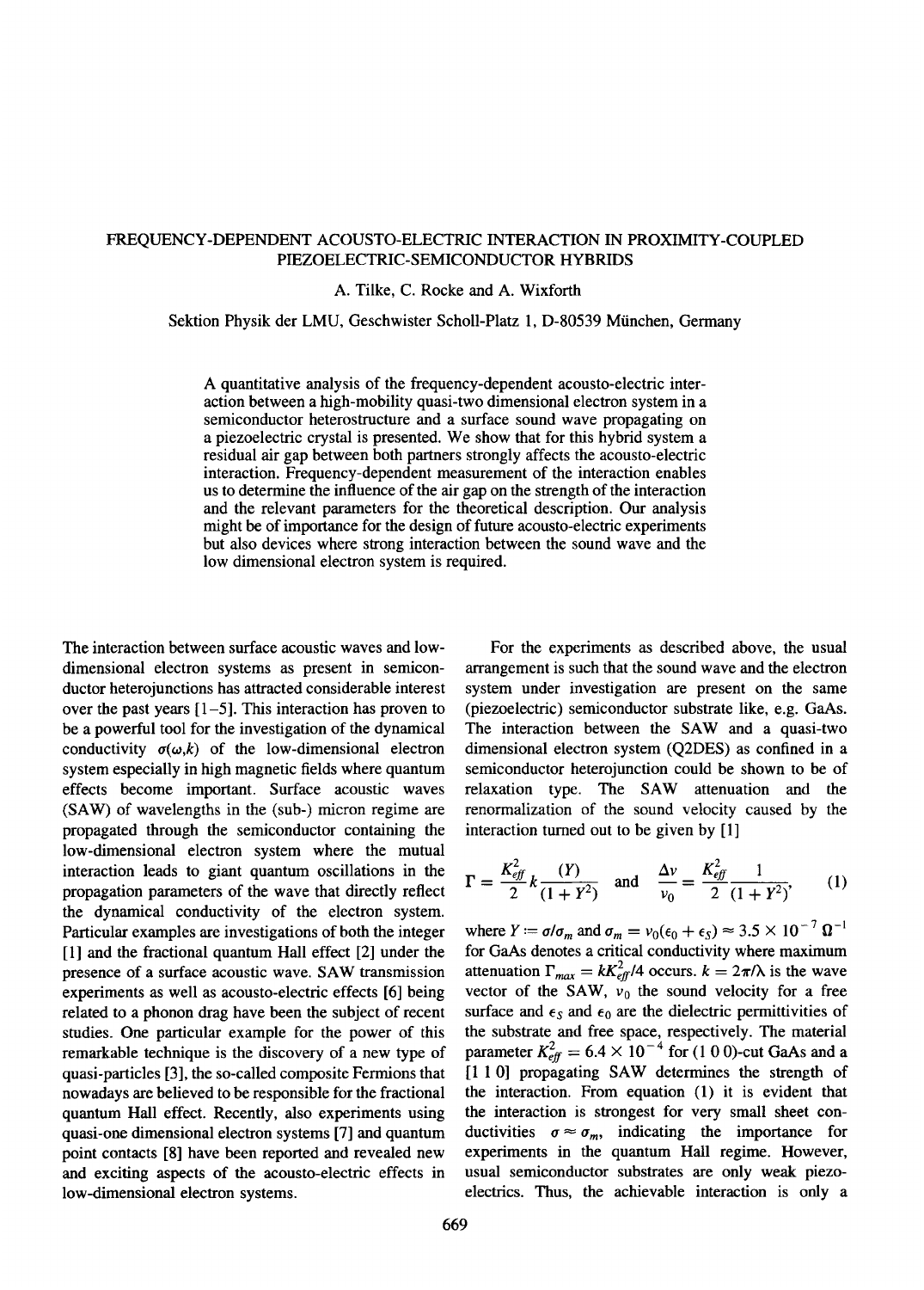# FREQUENCY-DEPENDENT ACOUSTO-ELECTRIC INTERACTION IN PROXIMITY-COUPLED PIEZOELECTRIC-SEMICONDUCTOR HYBRIDS

A. Tilke, C. Rocke and A. Wixforth

Sektion Physik der LMU, Geschwister Scholl-Platz 1, D-80539 München, Germany

A quantitative analysis of the frequency-dependent acousto-electric interaction between a high-mobility quasi-two dimensional electron system in a semiconductor heterostructure and a surface sound wave propagating on a piezoelectric crystal is presented. We show that for this hybrid system a residual air gap between both partners strongly affects the acousto-electric interaction. Frequency-dependent measurement of the interaction enables us to determine the influence of the air gap on the strength of the interaction and the relevant parameters for the theoretical description. Our analysis might be of importance for the design of future acousto-electric experiments but also devices where strong interaction between the sound wave and the low dimensional electron system is required.

The interaction between surface acoustic waves and low-dimensional electron systems as present in semiconductor heterojunctions has attracted considerable interest over the past years [1–5]. This interaction has proven to be a powerful tool for the investigation of the dynamical conductivity $\sigma(\omega,k)$ of the low-dimensional electron system especially in high magnetic fields where quantum effects become important. Surface acoustic waves (SAW) of wavelengths in the (sub-) micron regime are propagated through the semiconductor containing the low-dimensional electron system where the mutual interaction leads to giant quantum oscillations in the propagation parameters of the wave that directly reflect the dynamical conductivity of the electron system. Particular examples are investigations of both the integer [1] and the fractional quantum Hall effect [2] under the presence of a surface acoustic wave. SAW transmission experiments as well as acousto-electric effects [6] being related to a phonon drag have been the subject of recent studies. One particular example for the power of this remarkable technique is the discovery of a new type of quasi-particles [3], the so-called composite Fermions that nowadays are believed to be responsible for the fractional quantum Hall effect. Recently, also experiments using quasi-one dimensional electron systems [7] and quantum point contacts [8] have been reported and revealed new and exciting aspects of the acousto-electric effects in low-dimensional electron systems.

For the experiments as described above, the usual arrangement is such that the sound wave and the electron system under investigation are present on the same (piezoelectric) semiconductor substrate like, e.g. GaAs. The interaction between the SAW and a quasi-two dimensional electron system (Q2DES) as confined in a semiconductor heterojunction could be shown to be of relaxation type. The SAW attenuation and the renormalization of the sound velocity caused by the interaction turned out to be given by [1]

$$\Gamma = \frac{K_{eff}^2}{2} k \frac{(Y)}{(1+Y^2)} \quad \text{and} \quad \frac{\Delta v}{v_0} = \frac{K_{eff}^2}{2} \frac{1}{(1+Y^2)}, \tag{1}$$

where $Y := \sigma/\sigma_m$ and $\sigma_m = v_0(\epsilon_0 + \epsilon_S) \approx 3.5 \times 10^{-7}\ \Omega^{-1}$ for GaAs denotes a critical conductivity where maximum attenuation $\Gamma_{max} = kK_{eff}^2/4$ occurs. $k = 2\pi/\lambda$ is the wave vector of the SAW, $v_0$ the sound velocity for a free surface and $\epsilon_S$ and $\epsilon_0$ are the dielectric permittivities of the substrate and free space, respectively. The material parameter $K_{eff}^2 = 6.4 \times 10^{-4}$ for (1 0 0)-cut GaAs and a [1 1 0] propagating SAW determines the strength of the interaction. From equation (1) it is evident that the interaction is strongest for very small sheet conductivities $\sigma \approx \sigma_m$, indicating the importance for experiments in the quantum Hall regime. However, usual semiconductor substrates are only weak piezoelectrics. Thus, the achievable interaction is only a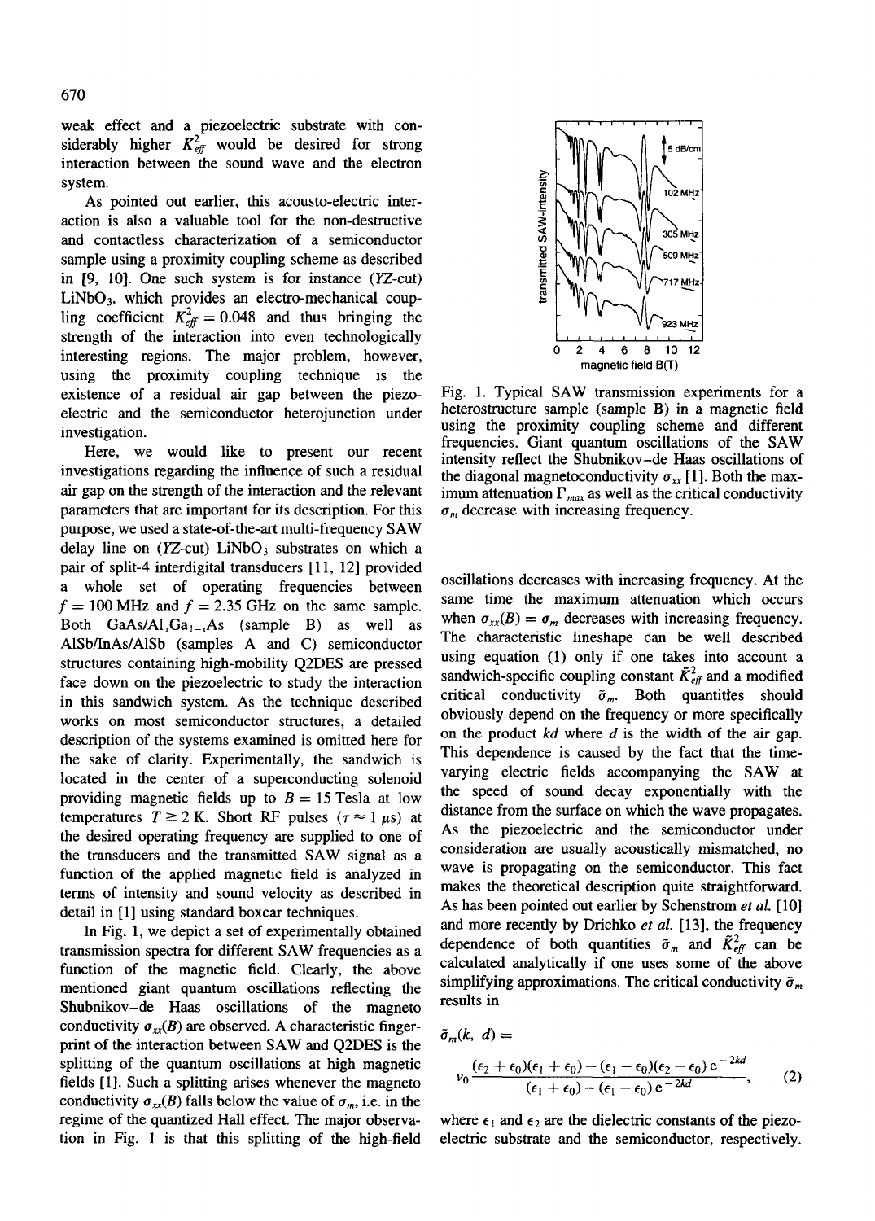weak effect and a piezoelectric substrate with considerably higher $K^2_{eff}$ would be desired for strong interaction between the sound wave and the electron system.

As pointed out earlier, this acousto-electric interaction is also a valuable tool for the non-destructive and contactless characterization of a semiconductor sample using a proximity coupling scheme as described in [9, 10]. One such system is for instance (*YZ*-cut) $LiNbO_3$, which provides an electro-mechanical coupling coefficient $K^2_{eff} = 0.048$ and thus bringing the strength of the interaction into even technologically interesting regions. The major problem, however, using the proximity coupling technique is the existence of a residual air gap between the piezoelectric and the semiconductor heterojunction under investigation.

Here, we would like to present our recent investigations regarding the influence of such a residual air gap on the strength of the interaction and the relevant parameters that are important for its description. For this purpose, we used a state-of-the-art multi-frequency SAW delay line on (*YZ*-cut) $LiNbO_3$ substrates on which a pair of split-4 interdigital transducers [11, 12] provided a whole set of operating frequencies between $f = 100$ MHz and $f = 2.35$ GHz on the same sample. Both $GaAs/Al_xGa_{1-x}As$ (sample B) as well as AlSb/InAs/AlSb (samples A and C) semiconductor structures containing high-mobility Q2DES are pressed face down on the piezoelectric to study the interaction in this sandwich system. As the technique described works on most semiconductor structures, a detailed description of the systems examined is omitted here for the sake of clarity. Experimentally, the sandwich is located in the center of a superconducting solenoid providing magnetic fields up to $B = 15$ Tesla at low temperatures $T \gtrsim 2$ K. Short RF pulses ($\tau \approx 1\ \mu$s) at the desired operating frequency are supplied to one of the transducers and the transmitted SAW signal as a function of the applied magnetic field is analyzed in terms of intensity and sound velocity as described in detail in [1] using standard boxcar techniques.

In Fig. 1, we depict a set of experimentally obtained transmission spectra for different SAW frequencies as a function of the magnetic field. Clearly, the above mentioned giant quantum oscillations reflecting the Shubnikov–de Haas oscillations of the magneto conductivity $\sigma_{xx}(B)$ are observed. A characteristic fingerprint of the interaction between SAW and Q2DES is the splitting of the quantum oscillations at high magnetic fields [1]. Such a splitting arises whenever the magneto conductivity $\sigma_{xx}(B)$ falls below the value of $\sigma_m$, i.e. in the regime of the quantized Hall effect. The major observation in Fig. 1 is that this splitting of the high-field oscillations decreases with increasing frequency. At the same time the maximum attenuation which occurs when $\sigma_{xx}(B) = \sigma_m$ decreases with increasing frequency. The characteristic lineshape can be well described using equation (1) only if one takes into account a sandwich-specific coupling constant $\tilde{K}^2_{eff}$ and a modified critical conductivity $\tilde{\sigma}_m$. Both quantities should obviously depend on the frequency or more specifically on the product $kd$ where $d$ is the width of the air gap. This dependence is caused by the fact that the time-varying electric fields accompanying the SAW at the speed of sound decay exponentially with the distance from the surface on which the wave propagates. As the piezoelectric and the semiconductor under consideration are usually acoustically mismatched, no wave is propagating on the semiconductor. This fact makes the theoretical description quite straightforward. As has been pointed out earlier by Schenstrom *et al.* [10] and more recently by Drichko *et al.* [13], the frequency dependence of both quantities $\tilde{\sigma}_m$ and $\tilde{K}^2_{eff}$ can be calculated analytically if one uses some of the above simplifying approximations. The critical conductivity $\tilde{\sigma}_m$ results in

$$\tilde{\sigma}_m(k, d) = v_0 \frac{(\epsilon_2 + \epsilon_0)(\epsilon_1 + \epsilon_0) - (\epsilon_1 - \epsilon_0)(\epsilon_2 - \epsilon_0)\, e^{-2kd}}{(\epsilon_1 + \epsilon_0) - (\epsilon_1 - \epsilon_0)\, e^{-2kd}}, \tag{2}$$

where $\epsilon_1$ and $\epsilon_2$ are the dielectric constants of the piezoelectric substrate and the semiconductor, respectively.

Fig. 1. Typical SAW transmission experiments for a heterostructure sample (sample B) in a magnetic field using the proximity coupling scheme and different frequencies. Giant quantum oscillations of the SAW intensity reflect the Shubnikov–de Haas oscillations of the diagonal magnetoconductivity $\sigma_{xx}$ [1]. Both the maximum attenuation $\Gamma_{max}$ as well as the critical conductivity $\sigma_m$ decrease with increasing frequency.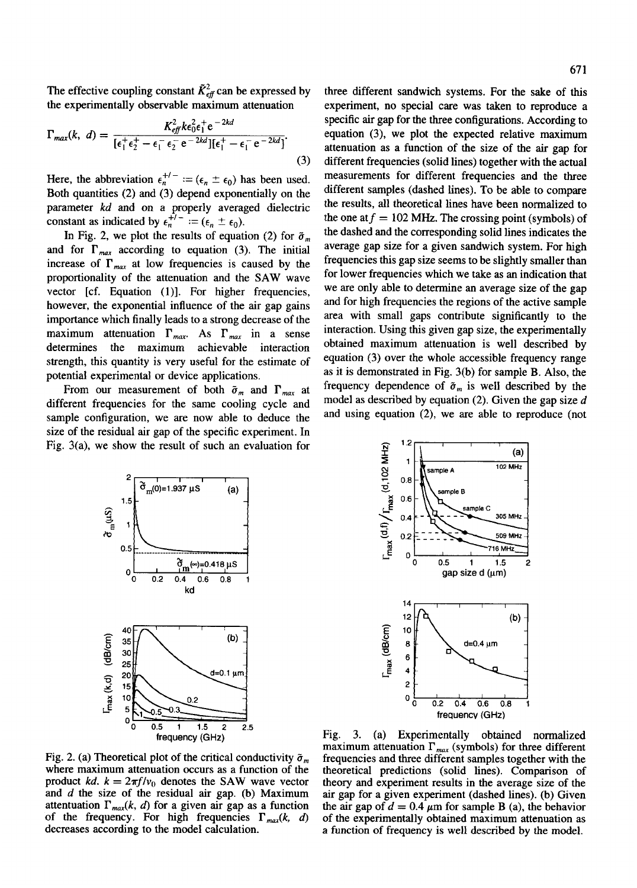The effective coupling constant $\tilde{K}^2_{eff}$ can be expressed by the experimentally observable maximum attenuation

$$\Gamma_{max}(k, d) = \frac{K^2_{eff} k \epsilon_0^2 \epsilon_1^+ e^{-2kd}}{[\epsilon_1^+ \epsilon_2^+ - \epsilon_1^- \epsilon_2^- e^{-2kd}][\epsilon_1^+ - \epsilon_1^- e^{-2kd}]}. \quad (3)$$

Here, the abbreviation $\epsilon_n^{+/-} := (\epsilon_n \pm \epsilon_0)$ has been used. Both quantities (2) and (3) depend exponentially on the parameter $kd$ and on a properly averaged dielectric constant as indicated by $\epsilon_n^{+/-} := (\epsilon_n \pm \epsilon_0)$.

In Fig. 2, we plot the results of equation (2) for $\tilde{\sigma}_m$ and for $\Gamma_{max}$ according to equation (3). The initial increase of $\Gamma_{max}$ at low frequencies is caused by the proportionality of the attenuation and the SAW wave vector [cf. Equation (1)]. For higher frequencies, however, the exponential influence of the air gap gains importance which finally leads to a strong decrease of the maximum attenuation $\Gamma_{max}$. As $\Gamma_{max}$ in a sense determines the maximum achievable interaction strength, this quantity is very useful for the estimate of potential experimental or device applications.

From our measurement of both $\tilde{\sigma}_m$ and $\Gamma_{max}$ at different frequencies for the same cooling cycle and sample configuration, we are now able to deduce the size of the residual air gap of the specific experiment. In Fig. 3(a), we show the result of such an evaluation for three different sandwich systems. For the sake of this experiment, no special care was taken to reproduce a specific air gap for the three configurations. According to equation (3), we plot the expected relative maximum attenuation as a function of the size of the air gap for different frequencies (solid lines) together with the actual measurements for different frequencies and the three different samples (dashed lines). To be able to compare the results, all theoretical lines have been normalized to the one at $f = 102$ MHz. The crossing point (symbols) of the dashed and the corresponding solid lines indicates the average gap size for a given sandwich system. For high frequencies this gap size seems to be slightly smaller than for lower frequencies which we take as an indication that we are only able to determine an average size of the gap and for high frequencies the regions of the active sample area with small gaps contribute significantly to the interaction. Using this given gap size, the experimentally obtained maximum attenuation is well described by equation (3) over the whole accessible frequency range as it is demonstrated in Fig. 3(b) for sample B. Also, the frequency dependence of $\tilde{\sigma}_m$ is well described by the model as described by equation (2). Given the gap size $d$ and using equation (2), we are able to reproduce (not

Fig. 2. (a) Theoretical plot of the critical conductivity $\tilde{\sigma}_m$ where maximum attenuation occurs as a function of the product $kd$. $k = 2\pi f / v_0$ denotes the SAW wave vector and $d$ the size of the residual air gap. (b) Maximum attentuation $\Gamma_{max}(k, d)$ for a given air gap as a function of the frequency. For high frequencies $\Gamma_{max}(k, d)$ decreases according to the model calculation.

Fig. 3. (a) Experimentally obtained normalized maximum attenuation $\Gamma_{max}$ (symbols) for three different frequencies and three different samples together with the theoretical predictions (solid lines). Comparison of theory and experiment results in the average size of the air gap for a given experiment (dashed lines). (b) Given the air gap of $d = 0.4$ μm for sample B (a), the behavior of the experimentally obtained maximum attenuation as a function of frequency is well described by the model.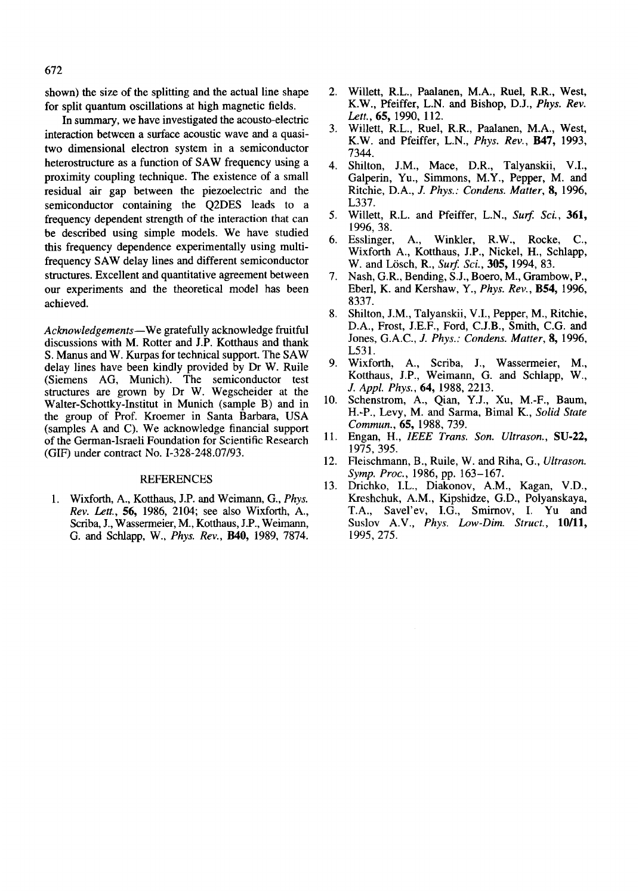shown) the size of the splitting and the actual line shape for split quantum oscillations at high magnetic fields.

In summary, we have investigated the acousto-electric interaction between a surface acoustic wave and a quasi-two dimensional electron system in a semiconductor heterostructure as a function of SAW frequency using a proximity coupling technique. The existence of a small residual air gap between the piezoelectric and the semiconductor containing the Q2DES leads to a frequency dependent strength of the interaction that can be described using simple models. We have studied this frequency dependence experimentally using multi-frequency SAW delay lines and different semiconductor structures. Excellent and quantitative agreement between our experiments and the theoretical model has been achieved.

*Acknowledgements*—We gratefully acknowledge fruitful discussions with M. Rotter and J.P. Kotthaus and thank S. Manus and W. Kurpas for technical support. The SAW delay lines have been kindly provided by Dr W. Ruile (Siemens AG, Munich). The semiconductor test structures are grown by Dr W. Wegscheider at the Walter-Schottky-Institut in Munich (sample B) and in the group of Prof. Kroemer in Santa Barbara, USA (samples A and C). We acknowledge financial support of the German-Israeli Foundation for Scientific Research (GIF) under contract No. I-328-248.07/93.

## REFERENCES

1. Wixforth, A., Kotthaus, J.P. and Weimann, G., *Phys. Rev. Lett.*, **56,** 1986, 2104; see also Wixforth, A., Scriba, J., Wassermeier, M., Kotthaus, J.P., Weimann, G. and Schlapp, W., *Phys. Rev.*, **B40,** 1989, 7874.
2. Willett, R.L., Paalanen, M.A., Ruel, R.R., West, K.W., Pfeiffer, L.N. and Bishop, D.J., *Phys. Rev. Lett.*, **65,** 1990, 112.
3. Willett, R.L., Ruel, R.R., Paalanen, M.A., West, K.W. and Pfeiffer, L.N., *Phys. Rev.*, **B47,** 1993, 7344.
4. Shilton, J.M., Mace, D.R., Talyanskii, V.I., Galperin, Yu., Simmons, M.Y., Pepper, M. and Ritchie, D.A., *J. Phys.: Condens. Matter*, **8,** 1996, L337.
5. Willett, R.L. and Pfeiffer, L.N., *Surf. Sci.*, **361,** 1996, 38.
6. Esslinger, A., Winkler, R.W., Rocke, C., Wixforth A., Kotthaus, J.P., Nickel, H., Schlapp, W. and Lösch, R., *Surf. Sci.*, **305,** 1994, 83.
7. Nash, G.R., Bending, S.J., Boero, M., Grambow, P., Eberl, K. and Kershaw, Y., *Phys. Rev.*, **B54,** 1996, 8337.
8. Shilton, J.M., Talyanskii, V.I., Pepper, M., Ritchie, D.A., Frost, J.E.F., Ford, C.J.B., Smith, C.G. and Jones, G.A.C., *J. Phys.: Condens. Matter*, **8,** 1996, L531.
9. Wixforth, A., Scriba, J., Wassermeier, M., Kotthaus, J.P., Weimann, G. and Schlapp, W., *J. Appl. Phys.*, **64,** 1988, 2213.
10. Schenstrom, A., Qian, Y.J., Xu, M.-F., Baum, H.-P., Levy, M. and Sarma, Bimal K., *Solid State Commun.*, **65,** 1988, 739.
11. Engan, H., *IEEE Trans. Son. Ultrason.*, **SU-22,** 1975, 395.
12. Fleischmann, B., Ruile, W. and Riha, G., *Ultrason. Symp. Proc.*, 1986, pp. 163–167.
13. Drichko, I.L., Diakonov, A.M., Kagan, V.D., Kreshchuk, A.M., Kipshidze, G.D., Polyanskaya, T.A., Savel'ev, I.G., Smirnov, I. Yu and Suslov A.V., *Phys. Low-Dim. Struct.*, **10/11,** 1995, 275.